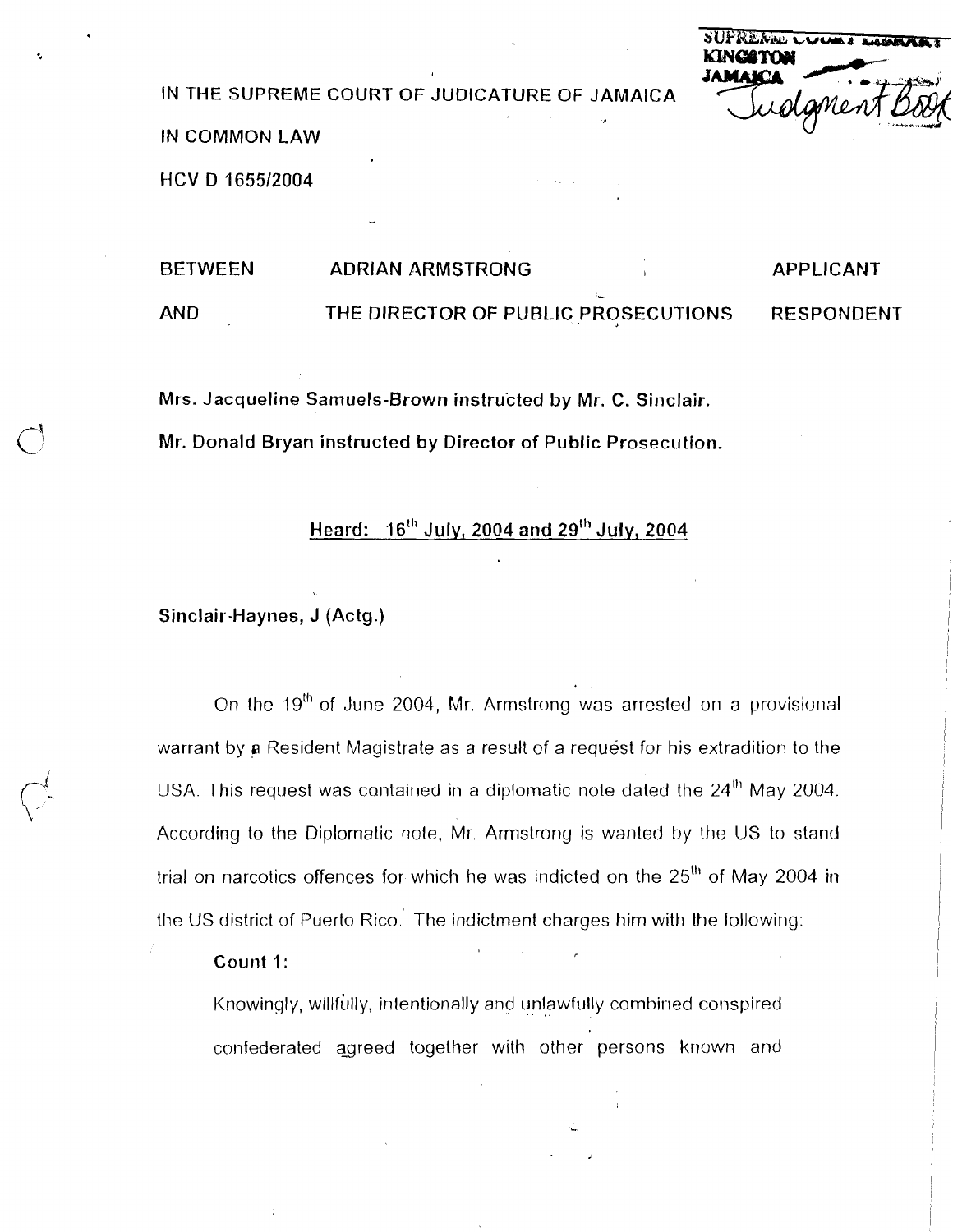IN THE SUPREME COURT OF JUDICATURE OF JAMAICA

IN COMMON LAW

HCV D 1655/2004

| | | |
|---|---|---|
| BETWEEN | ADRIAN ARMSTRONG | APPLICANT |
| AND | THE DIRECTOR OF PUBLIC PROSECUTIONS | RESPONDENT |

**Mrs. Jacqueline Samuels-Brown instructed by Mr. C. Sinclair.**

**Mr. Donald Bryan instructed by Director of Public Prosecution.**

**Heard: 16th July, 2004 and 29th July, 2004**

**Sinclair-Haynes, J (Actg.)**

On the 19th of June 2004, Mr. Armstrong was arrested on a provisional warrant by a Resident Magistrate as a result of a request for his extradition to the USA. This request was contained in a diplomatic note dated the 24th May 2004. According to the Diplomatic note, Mr. Armstrong is wanted by the US to stand trial on narcotics offences for which he was indicted on the 25th of May 2004 in the US district of Puerto Rico. The indictment charges him with the following:

**Count 1:**

Knowingly, willfully, intentionally and unlawfully combined conspired confederated agreed together with other persons known and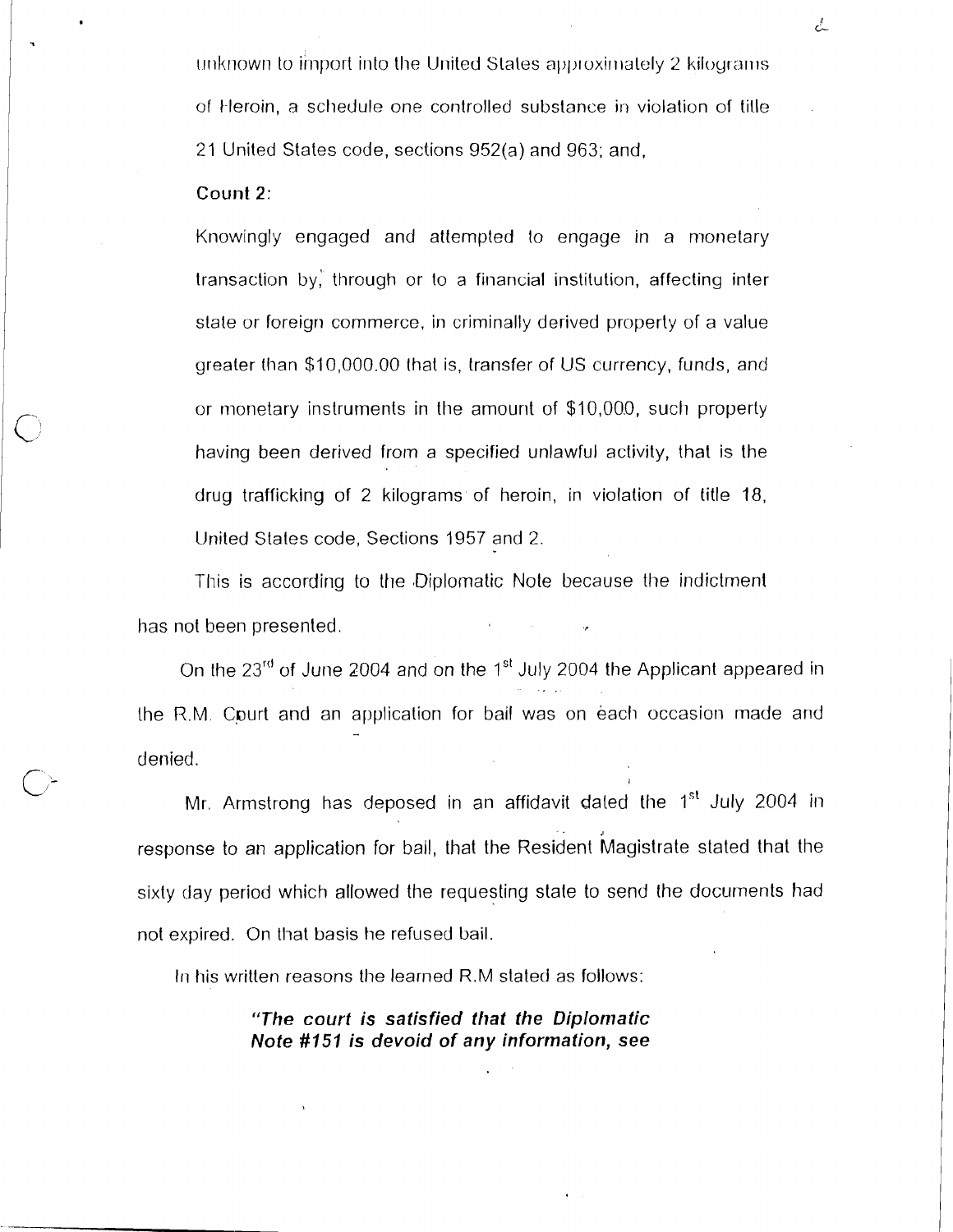unknown to import into the United States approximately 2 kilograms of Heroin, a schedule one controlled substance in violation of title 21 United States code, sections 952(a) and 963; and,

**Count 2:**

Knowingly engaged and attempted to engage in a monetary transaction by, through or to a financial institution, affecting inter state or foreign commerce, in criminally derived property of a value greater than $10,000.00 that is, transfer of US currency, funds, and or monetary instruments in the amount of $10,000, such property having been derived from a specified unlawful activity, that is the drug trafficking of 2 kilograms of heroin, in violation of title 18, United States code, Sections 1957 and 2.

This is according to the Diplomatic Note because the indictment has not been presented.

On the 23rd of June 2004 and on the 1st July 2004 the Applicant appeared in the R.M. Court and an application for bail was on each occasion made and denied.

Mr. Armstrong has deposed in an affidavit dated the 1st July 2004 in response to an application for bail, that the Resident Magistrate stated that the sixty day period which allowed the requesting state to send the documents had not expired. On that basis he refused bail.

In his written reasons the learned R.M stated as follows:

> ***"The court is satisfied that the Diplomatic Note #151 is devoid of any information, see***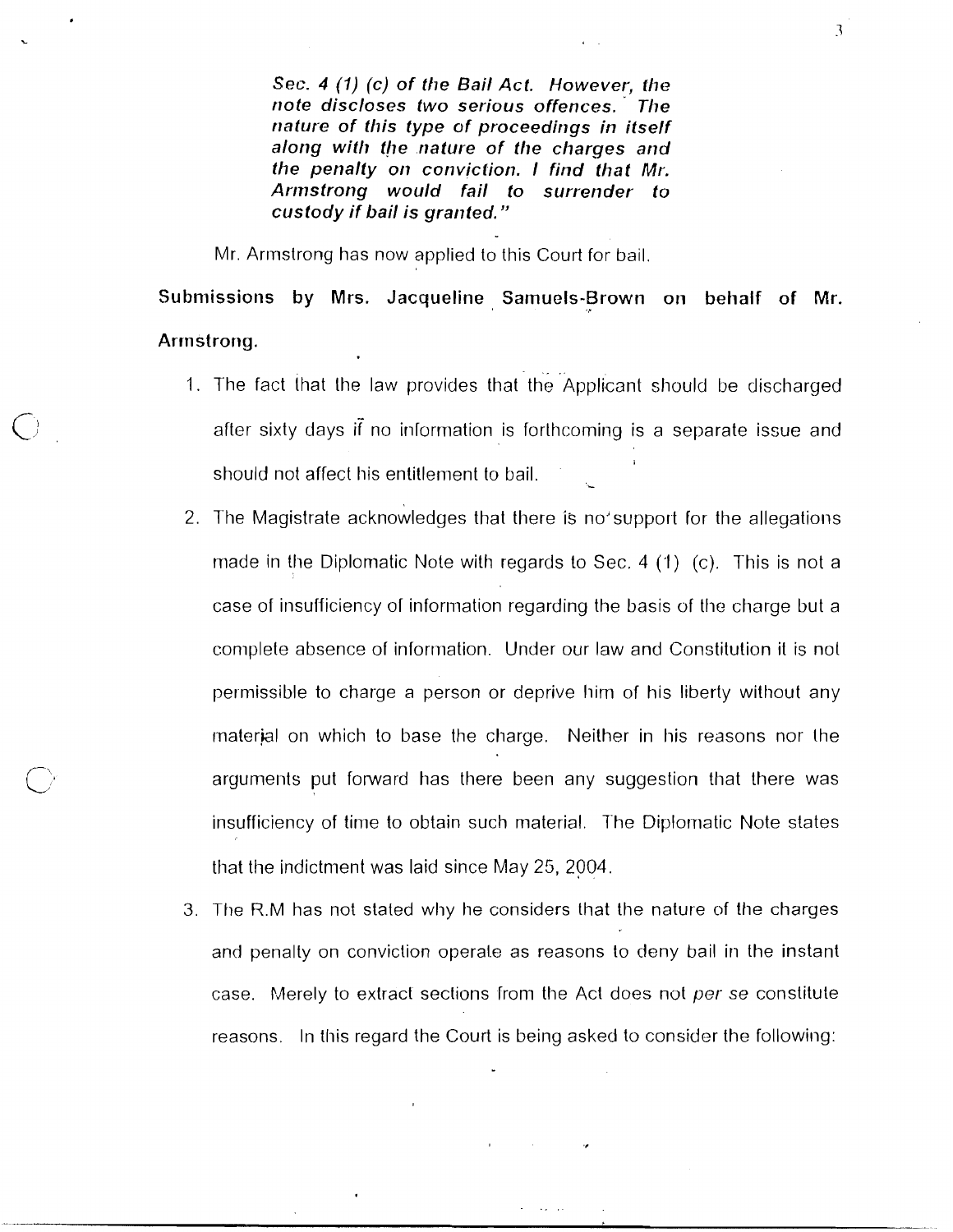*Sec. 4 (1) (c) of the Bail Act. However, the note discloses two serious offences. The nature of this type of proceedings in itself along with the nature of the charges and the penalty on conviction. I find that Mr. Armstrong would fail to surrender to custody if bail is granted."*

Mr. Armstrong has now applied to this Court for bail.

**Submissions by Mrs. Jacqueline Samuels-Brown on behalf of Mr. Armstrong.**

1. The fact that the law provides that the Applicant should be discharged after sixty days if no information is forthcoming is a separate issue and should not affect his entitlement to bail.
2. The Magistrate acknowledges that there is no support for the allegations made in the Diplomatic Note with regards to Sec. 4 (1) (c). This is not a case of insufficiency of information regarding the basis of the charge but a complete absence of information. Under our law and Constitution it is not permissible to charge a person or deprive him of his liberty without any material on which to base the charge. Neither in his reasons nor the arguments put forward has there been any suggestion that there was insufficiency of time to obtain such material. The Diplomatic Note states that the indictment was laid since May 25, 2004.
3. The R.M has not stated why he considers that the nature of the charges and penalty on conviction operate as reasons to deny bail in the instant case. Merely to extract sections from the Act does not *per se* constitute reasons. In this regard the Court is being asked to consider the following: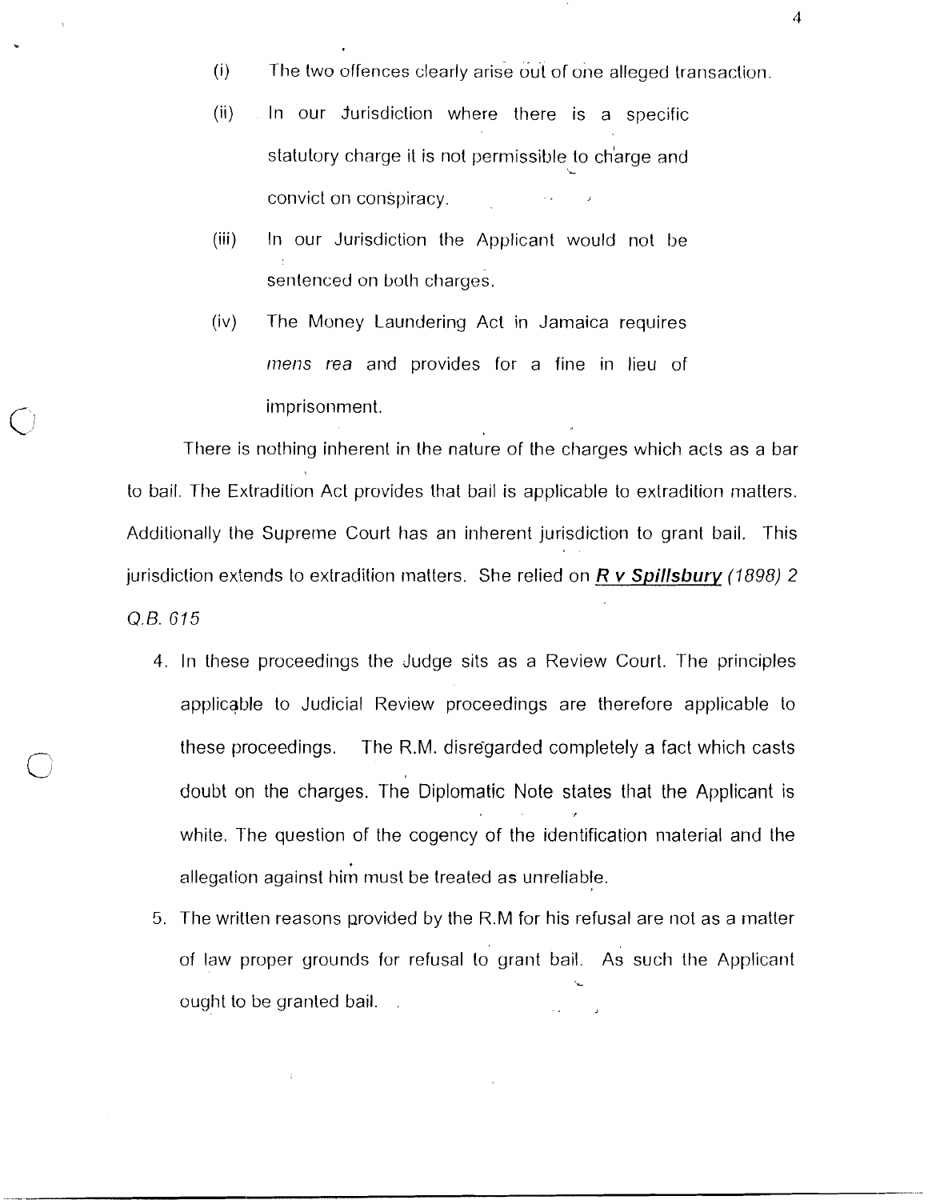(i) The two offences clearly arise out of one alleged transaction.

(ii) In our Jurisdiction where there is a specific statutory charge it is not permissible to charge and convict on conspiracy.

(iii) In our Jurisdiction the Applicant would not be sentenced on both charges.

(iv) The Money Laundering Act in Jamaica requires *mens rea* and provides for a fine in lieu of imprisonment.

There is nothing inherent in the nature of the charges which acts as a bar to bail. The Extradition Act provides that bail is applicable to extradition matters. Additionally the Supreme Court has an inherent jurisdiction to grant bail. This jurisdiction extends to extradition matters. She relied on ***R v Spillsbury*** *(1898) 2 Q.B. 615*

4. In these proceedings the Judge sits as a Review Court. The principles applicable to Judicial Review proceedings are therefore applicable to these proceedings. The R.M. disregarded completely a fact which casts doubt on the charges. The Diplomatic Note states that the Applicant is white. The question of the cogency of the identification material and the allegation against him must be treated as unreliable.

5. The written reasons provided by the R.M for his refusal are not as a matter of law proper grounds for refusal to grant bail. As such the Applicant ought to be granted bail.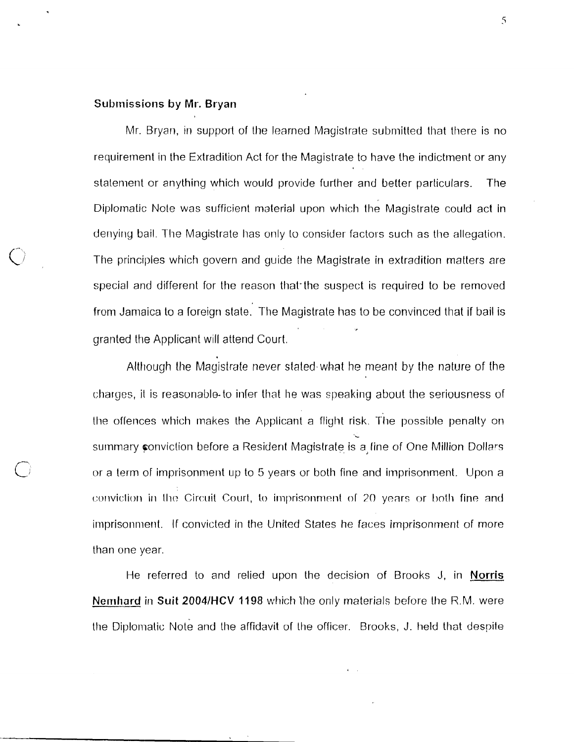**Submissions by Mr. Bryan**

Mr. Bryan, in support of the learned Magistrate submitted that there is no requirement in the Extradition Act for the Magistrate to have the indictment or any statement or anything which would provide further and better particulars. The Diplomatic Note was sufficient material upon which the Magistrate could act in denying bail. The Magistrate has only to consider factors such as the allegation. The principles which govern and guide the Magistrate in extradition matters are special and different for the reason that the suspect is required to be removed from Jamaica to a foreign state. The Magistrate has to be convinced that if bail is granted the Applicant will attend Court.

Although the Magistrate never stated what he meant by the nature of the charges, it is reasonable to infer that he was speaking about the seriousness of the offences which makes the Applicant a flight risk. The possible penalty on summary conviction before a Resident Magistrate is a fine of One Million Dollars or a term of imprisonment up to 5 years or both fine and imprisonment. Upon a conviction in the Circuit Court, to imprisonment of 20 years or both fine and imprisonment. If convicted in the United States he faces imprisonment of more than one year.

He referred to and relied upon the decision of Brooks J, in **Norris Nemhard** in **Suit 2004/HCV 1198** which the only materials before the R.M. were the Diplomatic Note and the affidavit of the officer. Brooks, J. held that despite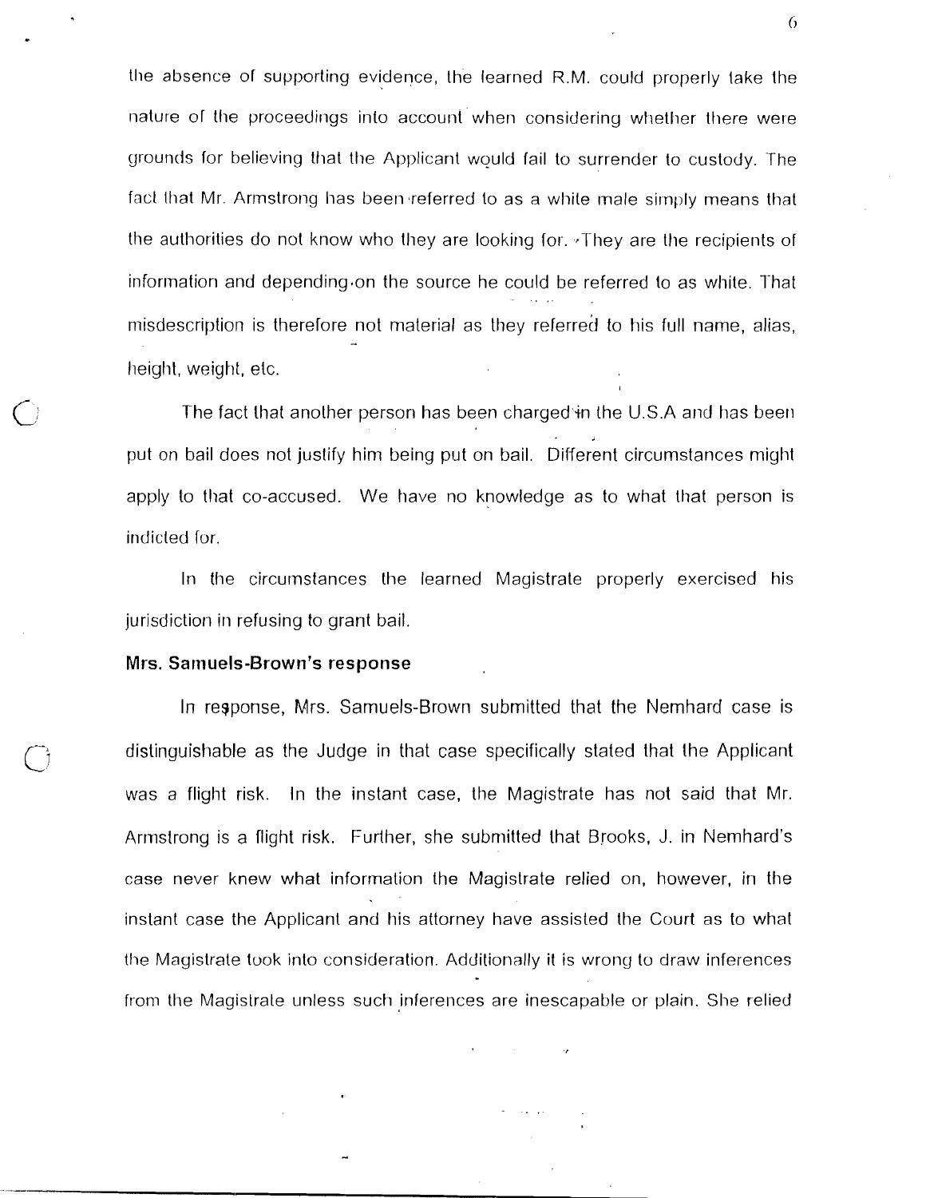the absence of supporting evidence, the learned R.M. could properly take the nature of the proceedings into account when considering whether there were grounds for believing that the Applicant would fail to surrender to custody. The fact that Mr. Armstrong has been referred to as a white male simply means that the authorities do not know who they are looking for. They are the recipients of information and depending on the source he could be referred to as white. That misdescription is therefore not material as they referred to his full name, alias, height, weight, etc.

The fact that another person has been charged in the U.S.A and has been put on bail does not justify him being put on bail. Different circumstances might apply to that co-accused. We have no knowledge as to what that person is indicted for.

In the circumstances the learned Magistrate properly exercised his jurisdiction in refusing to grant bail.

**Mrs. Samuels-Brown's response**

In response, Mrs. Samuels-Brown submitted that the Nemhard case is distinguishable as the Judge in that case specifically stated that the Applicant was a flight risk. In the instant case, the Magistrate has not said that Mr. Armstrong is a flight risk. Further, she submitted that Brooks, J. in Nemhard's case never knew what information the Magistrate relied on, however, in the instant case the Applicant and his attorney have assisted the Court as to what the Magistrate took into consideration. Additionally it is wrong to draw inferences from the Magistrate unless such inferences are inescapable or plain. She relied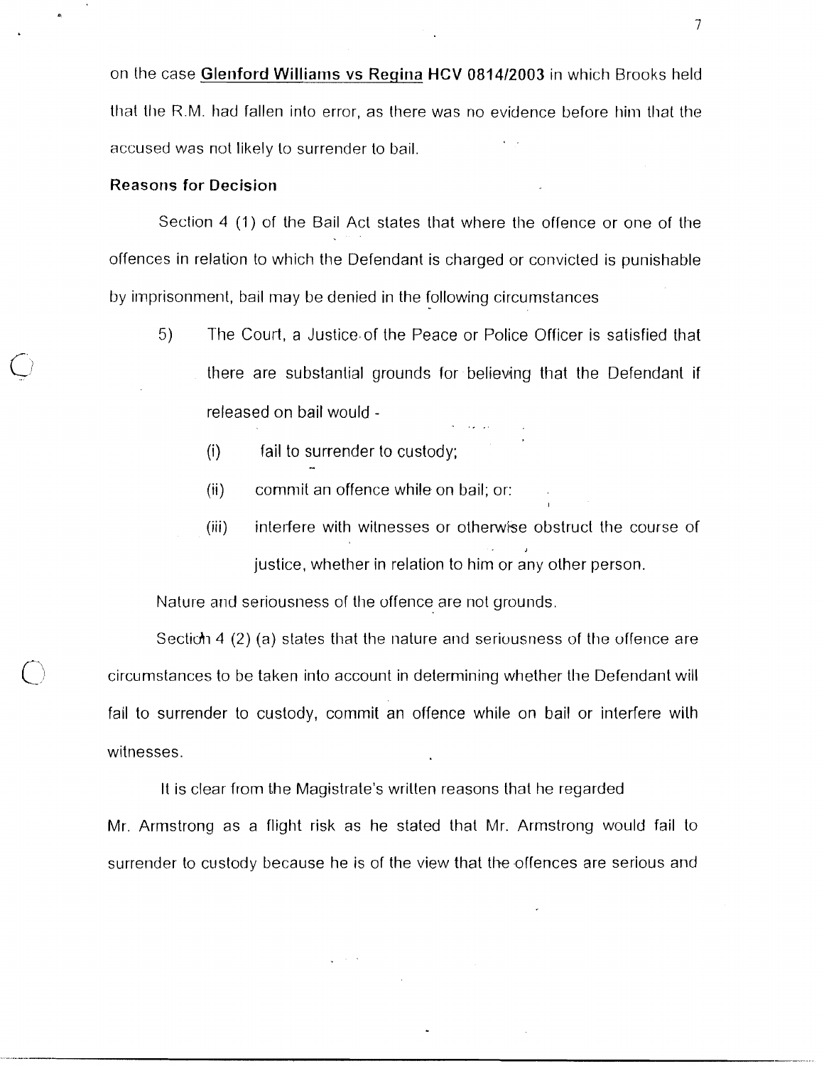on the case **Glenford Williams vs Regina HCV 0814/2003** in which Brooks held that the R.M. had fallen into error, as there was no evidence before him that the accused was not likely to surrender to bail.

**Reasons for Decision**

Section 4 (1) of the Bail Act states that where the offence or one of the offences in relation to which the Defendant is charged or convicted is punishable by imprisonment, bail may be denied in the following circumstances

5) The Court, a Justice of the Peace or Police Officer is satisfied that there are substantial grounds for believing that the Defendant if released on bail would -

(i) fail to surrender to custody;

(ii) commit an offence while on bail; or:

(iii) interfere with witnesses or otherwise obstruct the course of justice, whether in relation to him or any other person.

Nature and seriousness of the offence are not grounds.

Section 4 (2) (a) states that the nature and seriousness of the offence are circumstances to be taken into account in determining whether the Defendant will fail to surrender to custody, commit an offence while on bail or interfere with witnesses.

It is clear from the Magistrate's written reasons that he regarded Mr. Armstrong as a flight risk as he stated that Mr. Armstrong would fail to surrender to custody because he is of the view that the offences are serious and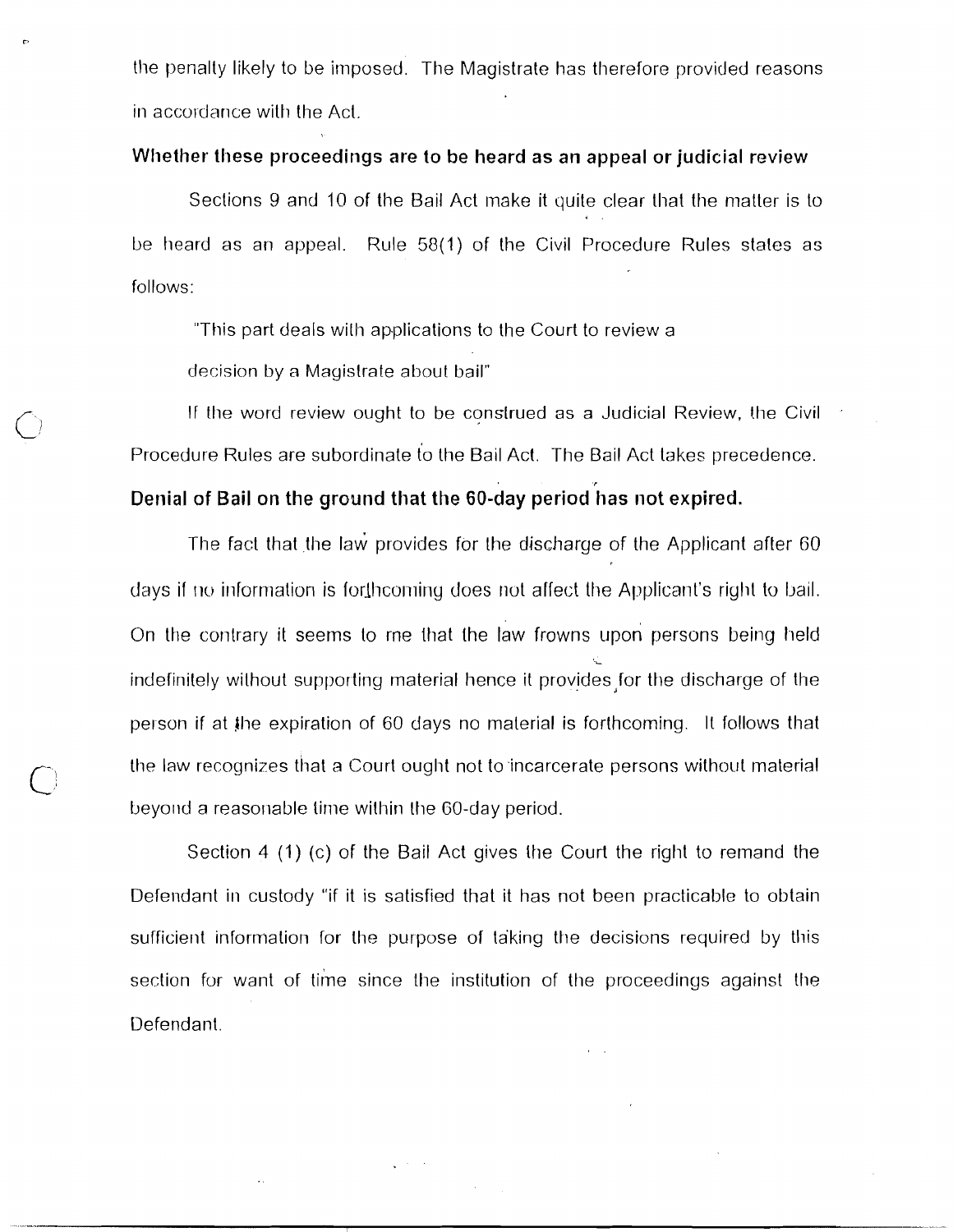the penalty likely to be imposed. The Magistrate has therefore provided reasons in accordance with the Act.

**Whether these proceedings are to be heard as an appeal or judicial review**

Sections 9 and 10 of the Bail Act make it quite clear that the matter is to be heard as an appeal. Rule 58(1) of the Civil Procedure Rules states as follows:

"This part deals with applications to the Court to review a decision by a Magistrate about bail"

If the word review ought to be construed as a Judicial Review, the Civil Procedure Rules are subordinate to the Bail Act. The Bail Act takes precedence.

**Denial of Bail on the ground that the 60-day period has not expired.**

The fact that the law provides for the discharge of the Applicant after 60 days if no information is forthcoming does not affect the Applicant's right to bail. On the contrary it seems to me that the law frowns upon persons being held indefinitely without supporting material hence it provides for the discharge of the person if at the expiration of 60 days no material is forthcoming. It follows that the law recognizes that a Court ought not to incarcerate persons without material beyond a reasonable time within the 60-day period.

Section 4 (1) (c) of the Bail Act gives the Court the right to remand the Defendant in custody "if it is satisfied that it has not been practicable to obtain sufficient information for the purpose of taking the decisions required by this section for want of time since the institution of the proceedings against the Defendant.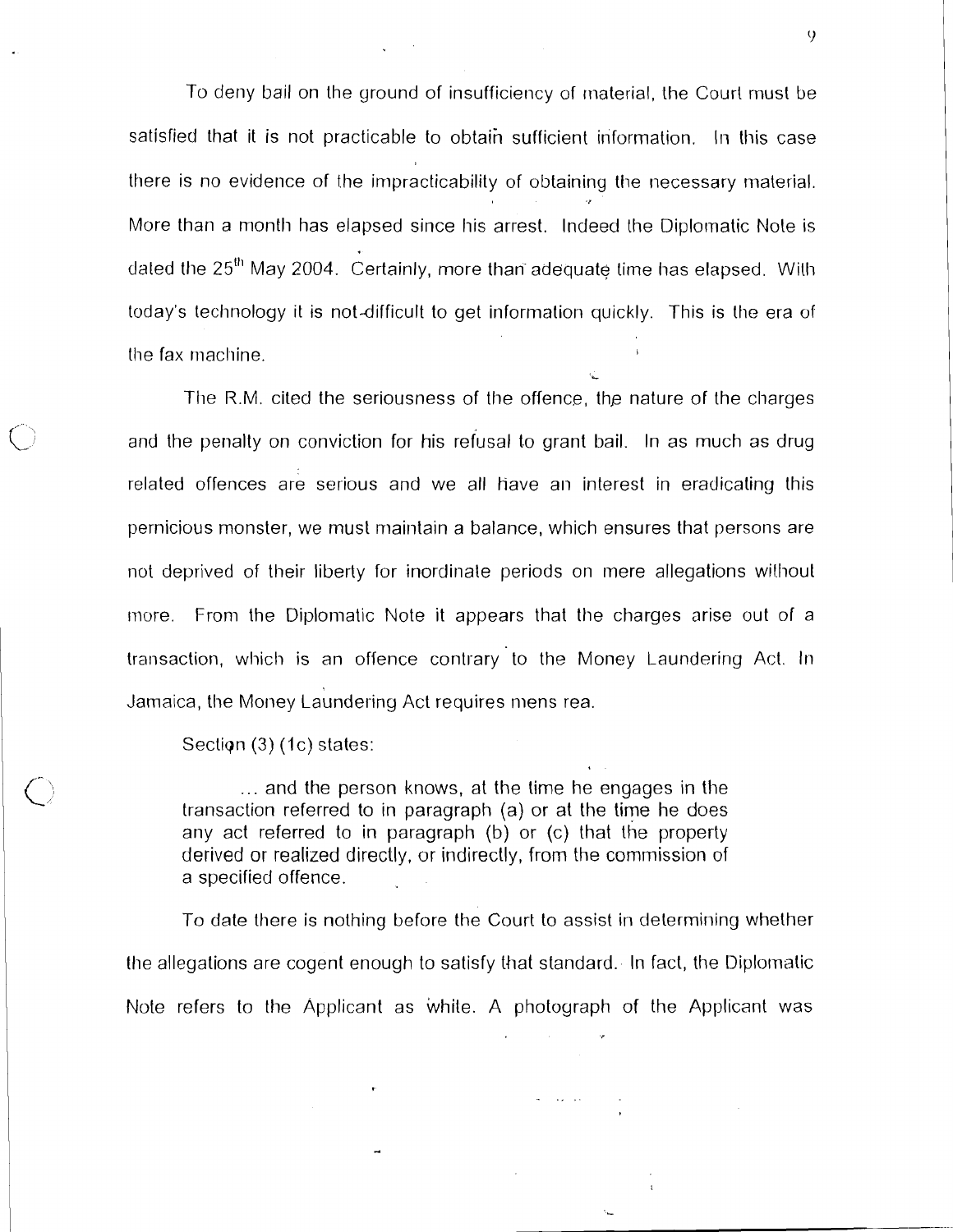To deny bail on the ground of insufficiency of material, the Court must be satisfied that it is not practicable to obtain sufficient information. In this case there is no evidence of the impracticability of obtaining the necessary material. More than a month has elapsed since his arrest. Indeed the Diplomatic Note is dated the 25th May 2004. Certainly, more than adequate time has elapsed. With today's technology it is not difficult to get information quickly. This is the era of the fax machine.

The R.M. cited the seriousness of the offence, the nature of the charges and the penalty on conviction for his refusal to grant bail. In as much as drug related offences are serious and we all have an interest in eradicating this pernicious monster, we must maintain a balance, which ensures that persons are not deprived of their liberty for inordinate periods on mere allegations without more. From the Diplomatic Note it appears that the charges arise out of a transaction, which is an offence contrary to the Money Laundering Act. In Jamaica, the Money Laundering Act requires mens rea.

Section (3) (1c) states:

> ... and the person knows, at the time he engages in the transaction referred to in paragraph (a) or at the time he does any act referred to in paragraph (b) or (c) that the property derived or realized directly, or indirectly, from the commission of a specified offence.

To date there is nothing before the Court to assist in determining whether the allegations are cogent enough to satisfy that standard. In fact, the Diplomatic Note refers to the Applicant as white. A photograph of the Applicant was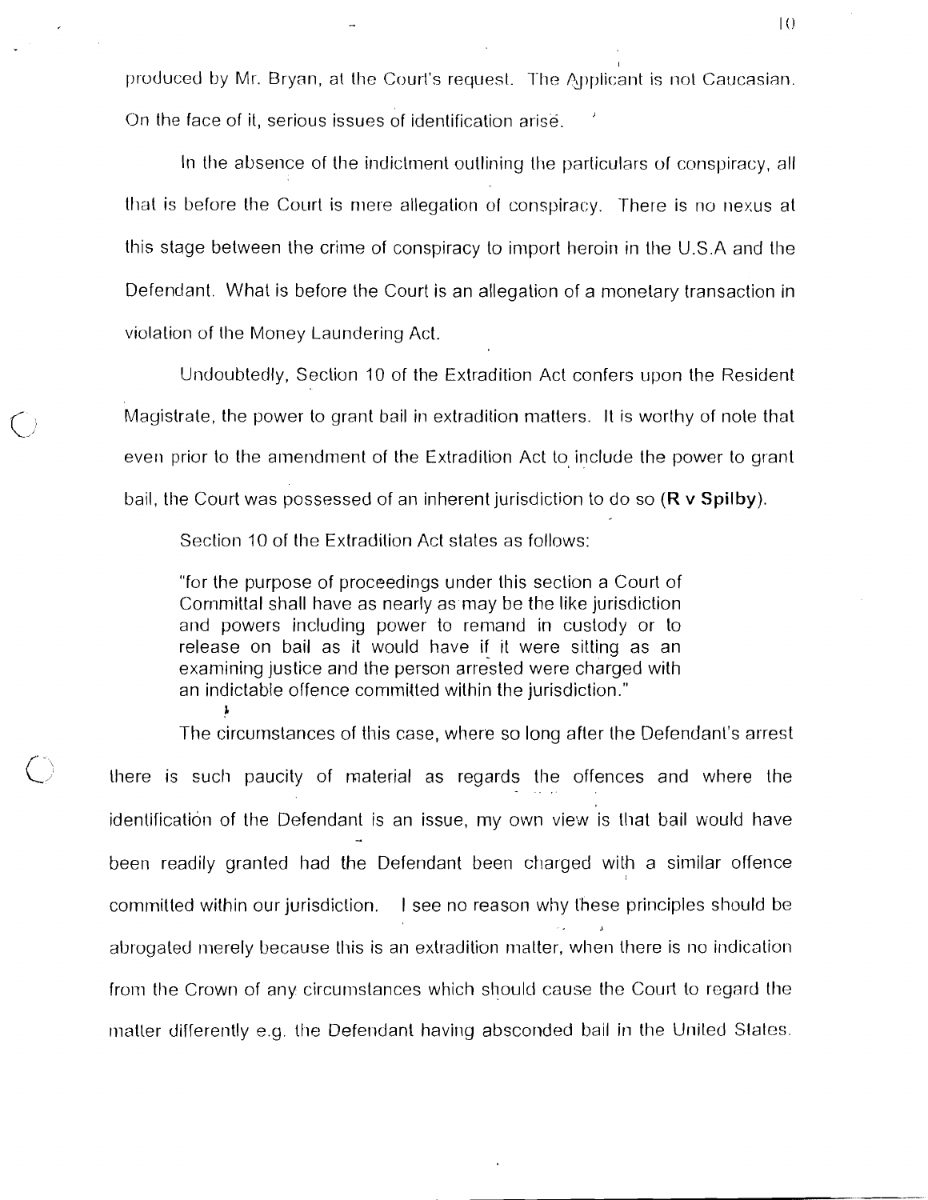produced by Mr. Bryan, at the Court's request. The Applicant is not Caucasian. On the face of it, serious issues of identification arise.

In the absence of the indictment outlining the particulars of conspiracy, all that is before the Court is mere allegation of conspiracy. There is no nexus at this stage between the crime of conspiracy to import heroin in the U.S.A and the Defendant. What is before the Court is an allegation of a monetary transaction in violation of the Money Laundering Act.

Undoubtedly, Section 10 of the Extradition Act confers upon the Resident Magistrate, the power to grant bail in extradition matters. It is worthy of note that even prior to the amendment of the Extradition Act to include the power to grant bail, the Court was possessed of an inherent jurisdiction to do so (**R v Spilby**).

Section 10 of the Extradition Act states as follows:

> "for the purpose of proceedings under this section a Court of Committal shall have as nearly as may be the like jurisdiction and powers including power to remand in custody or to release on bail as it would have if it were sitting as an examining justice and the person arrested were charged with an indictable offence committed within the jurisdiction."

The circumstances of this case, where so long after the Defendant's arrest there is such paucity of material as regards the offences and where the identification of the Defendant is an issue, my own view is that bail would have been readily granted had the Defendant been charged with a similar offence committed within our jurisdiction. I see no reason why these principles should be abrogated merely because this is an extradition matter, when there is no indication from the Crown of any circumstances which should cause the Court to regard the matter differently e.g. the Defendant having absconded bail in the United States.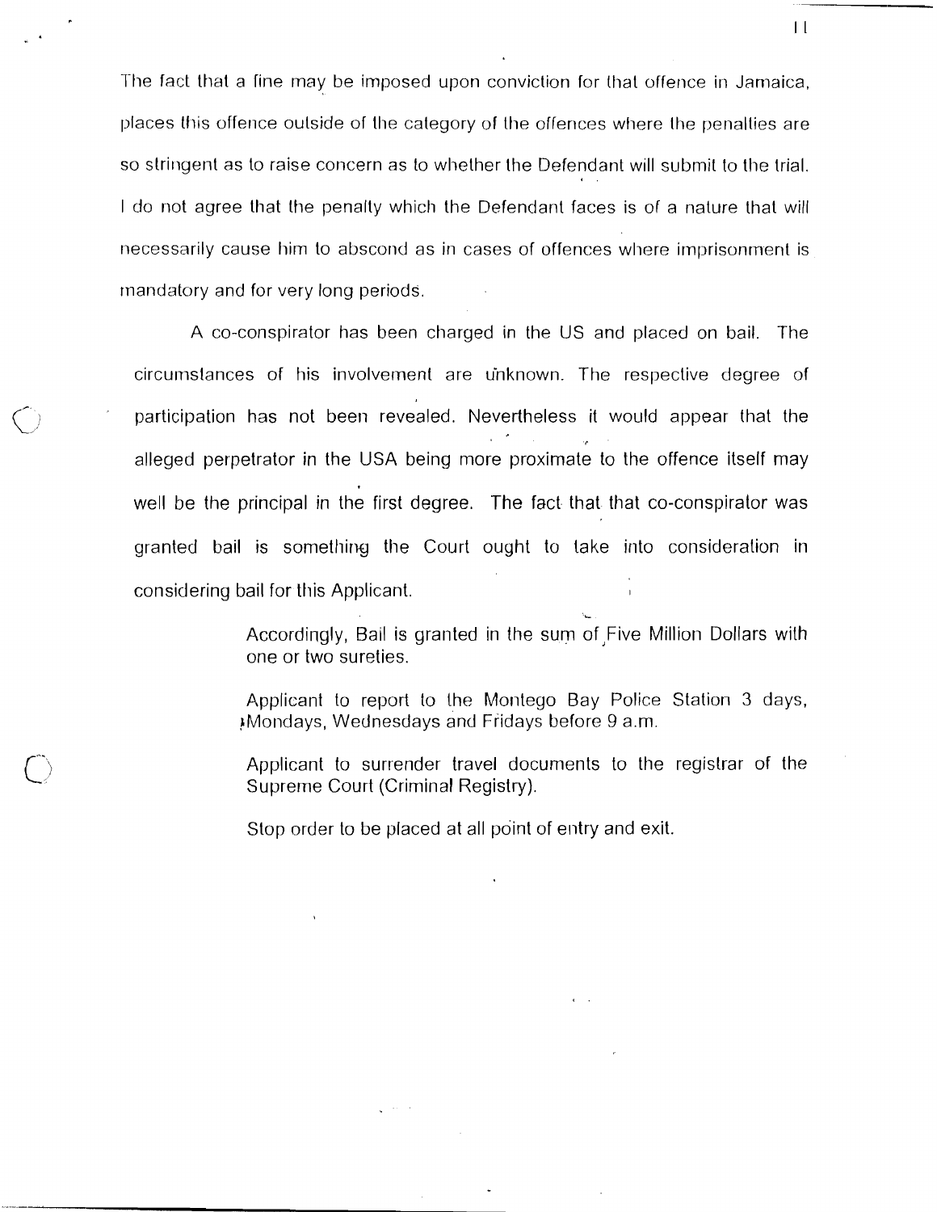The fact that a fine may be imposed upon conviction for that offence in Jamaica, places this offence outside of the category of the offences where the penalties are so stringent as to raise concern as to whether the Defendant will submit to the trial. I do not agree that the penalty which the Defendant faces is of a nature that will necessarily cause him to abscond as in cases of offences where imprisonment is mandatory and for very long periods.

A co-conspirator has been charged in the US and placed on bail. The circumstances of his involvement are unknown. The respective degree of participation has not been revealed. Nevertheless it would appear that the alleged perpetrator in the USA being more proximate to the offence itself may well be the principal in the first degree. The fact that that co-conspirator was granted bail is something the Court ought to take into consideration in considering bail for this Applicant.

> Accordingly, Bail is granted in the sum of Five Million Dollars with one or two sureties.
>
> Applicant to report to the Montego Bay Police Station 3 days, Mondays, Wednesdays and Fridays before 9 a.m.
>
> Applicant to surrender travel documents to the registrar of the Supreme Court (Criminal Registry).
>
> Stop order to be placed at all point of entry and exit.